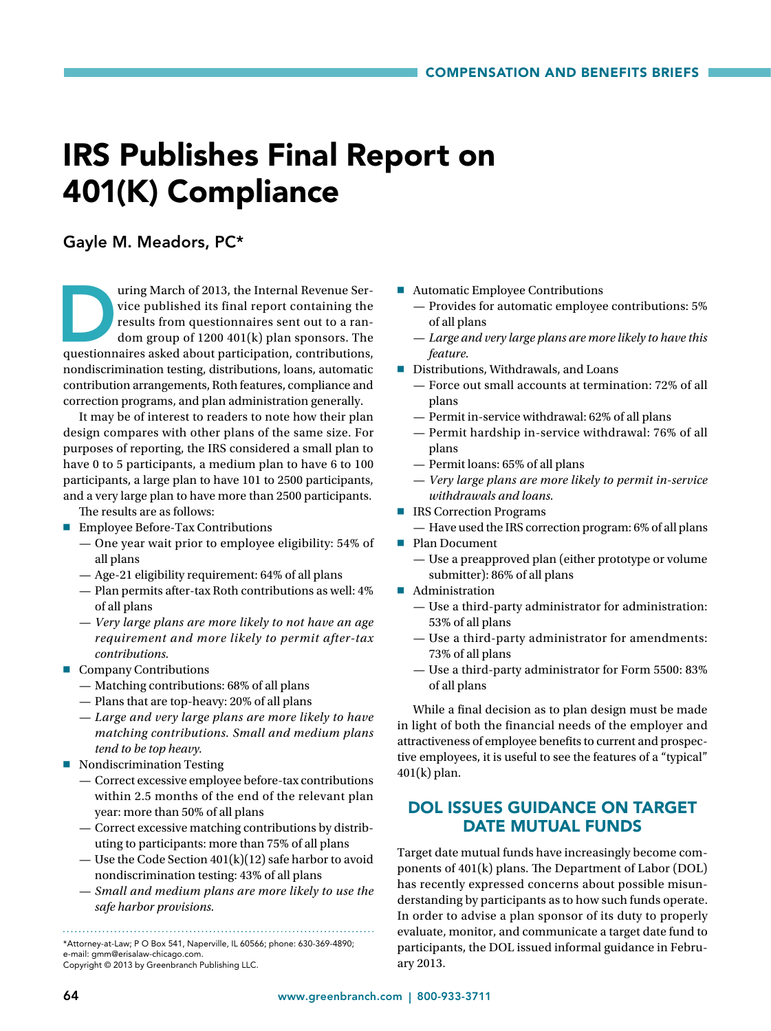# IRS Publishes Final Report on 401(K) Compliance

## Gayle M. Meadors, PC*

During March of 2013, the Internal Revenue Service published its final report containing the results from questionnaires sent out to a random group of 1200 401(k) plan sponsors. The questionnaires asked about participation, contributions, nondiscrimination testing, distributions, loans, automatic contribution arrangements, Roth features, compliance and correction programs, and plan administration generally.

It may be of interest to readers to note how their plan design compares with other plans of the same size. For purposes of reporting, the IRS considered a small plan to have 0 to 5 participants, a medium plan to have 6 to 100 participants, a large plan to have 101 to 2500 participants, and a very large plan to have more than 2500 participants.

The results are as follows:

- Employee Before-Tax Contributions
  - — One year wait prior to employee eligibility: 54% of all plans
  - — Age-21 eligibility requirement: 64% of all plans
  - — Plan permits after-tax Roth contributions as well: 4% of all plans
  - — *Very large plans are more likely to not have an age requirement and more likely to permit after-tax contributions.*
- Company Contributions
  - — Matching contributions: 68% of all plans
  - — Plans that are top-heavy: 20% of all plans
  - — *Large and very large plans are more likely to have matching contributions. Small and medium plans tend to be top heavy.*
- Nondiscrimination Testing
  - — Correct excessive employee before-tax contributions within 2.5 months of the end of the relevant plan year: more than 50% of all plans
  - — Correct excessive matching contributions by distributing to participants: more than 75% of all plans
  - — Use the Code Section 401(k)(12) safe harbor to avoid nondiscrimination testing: 43% of all plans
  - — *Small and medium plans are more likely to use the safe harbor provisions.*
- Automatic Employee Contributions
  - — Provides for automatic employee contributions: 5% of all plans
  - — *Large and very large plans are more likely to have this feature.*
- Distributions, Withdrawals, and Loans
  - — Force out small accounts at termination: 72% of all plans
  - — Permit in-service withdrawal: 62% of all plans
  - — Permit hardship in-service withdrawal: 76% of all plans
  - — Permit loans: 65% of all plans
  - — *Very large plans are more likely to permit in-service withdrawals and loans.*
- IRS Correction Programs
  - — Have used the IRS correction program: 6% of all plans
- Plan Document
  - — Use a preapproved plan (either prototype or volume submitter): 86% of all plans
- Administration
  - — Use a third-party administrator for administration: 53% of all plans
  - — Use a third-party administrator for amendments: 73% of all plans
  - — Use a third-party administrator for Form 5500: 83% of all plans

While a final decision as to plan design must be made in light of both the financial needs of the employer and attractiveness of employee benefits to current and prospective employees, it is useful to see the features of a "typical" 401(k) plan.

## DOL ISSUES GUIDANCE ON TARGET DATE MUTUAL FUNDS

Target date mutual funds have increasingly become components of 401(k) plans. The Department of Labor (DOL) has recently expressed concerns about possible misunderstanding by participants as to how such funds operate. In order to advise a plan sponsor of its duty to properly evaluate, monitor, and communicate a target date fund to participants, the DOL issued informal guidance in February 2013.

---

*Attorney-at-Law; P O Box 541, Naperville, IL 60566; phone: 630-369-4890; e-mail: gmm@erisalaw-chicago.com.
Copyright © 2013 by Greenbranch Publishing LLC.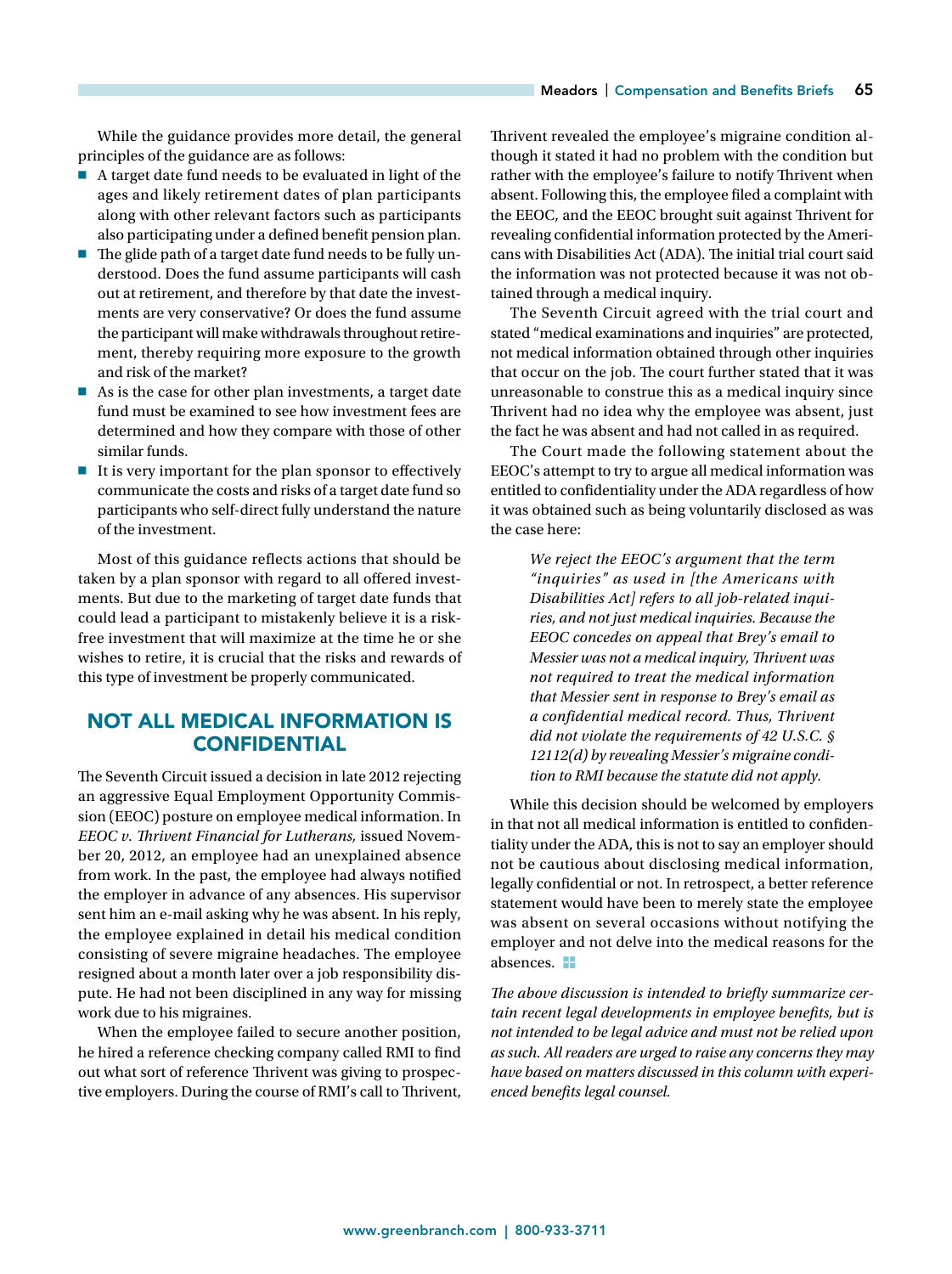While the guidance provides more detail, the general principles of the guidance are as follows:

- A target date fund needs to be evaluated in light of the ages and likely retirement dates of plan participants along with other relevant factors such as participants also participating under a defined benefit pension plan.
- The glide path of a target date fund needs to be fully understood. Does the fund assume participants will cash out at retirement, and therefore by that date the investments are very conservative? Or does the fund assume the participant will make withdrawals throughout retirement, thereby requiring more exposure to the growth and risk of the market?
- As is the case for other plan investments, a target date fund must be examined to see how investment fees are determined and how they compare with those of other similar funds.
- It is very important for the plan sponsor to effectively communicate the costs and risks of a target date fund so participants who self-direct fully understand the nature of the investment.

Most of this guidance reflects actions that should be taken by a plan sponsor with regard to all offered investments. But due to the marketing of target date funds that could lead a participant to mistakenly believe it is a risk-free investment that will maximize at the time he or she wishes to retire, it is crucial that the risks and rewards of this type of investment be properly communicated.

## NOT ALL MEDICAL INFORMATION IS CONFIDENTIAL

The Seventh Circuit issued a decision in late 2012 rejecting an aggressive Equal Employment Opportunity Commission (EEOC) posture on employee medical information. In *EEOC v. Thrivent Financial for Lutherans,* issued November 20, 2012, an employee had an unexplained absence from work. In the past, the employee had always notified the employer in advance of any absences. His supervisor sent him an e-mail asking why he was absent. In his reply, the employee explained in detail his medical condition consisting of severe migraine headaches. The employee resigned about a month later over a job responsibility dispute. He had not been disciplined in any way for missing work due to his migraines.

When the employee failed to secure another position, he hired a reference checking company called RMI to find out what sort of reference Thrivent was giving to prospective employers. During the course of RMI's call to Thrivent, Thrivent revealed the employee's migraine condition although it stated it had no problem with the condition but rather with the employee's failure to notify Thrivent when absent. Following this, the employee filed a complaint with the EEOC, and the EEOC brought suit against Thrivent for revealing confidential information protected by the Americans with Disabilities Act (ADA). The initial trial court said the information was not protected because it was not obtained through a medical inquiry.

The Seventh Circuit agreed with the trial court and stated "medical examinations and inquiries" are protected, not medical information obtained through other inquiries that occur on the job. The court further stated that it was unreasonable to construe this as a medical inquiry since Thrivent had no idea why the employee was absent, just the fact he was absent and had not called in as required.

The Court made the following statement about the EEOC's attempt to try to argue all medical information was entitled to confidentiality under the ADA regardless of how it was obtained such as being voluntarily disclosed as was the case here:

> *We reject the EEOC's argument that the term "inquiries" as used in [the Americans with Disabilities Act] refers to all job-related inquiries, and not just medical inquiries. Because the EEOC concedes on appeal that Brey's email to Messier was not a medical inquiry, Thrivent was not required to treat the medical information that Messier sent in response to Brey's email as a confidential medical record. Thus, Thrivent did not violate the requirements of 42 U.S.C. § 12112(d) by revealing Messier's migraine condition to RMI because the statute did not apply.*

While this decision should be welcomed by employers in that not all medical information is entitled to confidentiality under the ADA, this is not to say an employer should not be cautious about disclosing medical information, legally confidential or not. In retrospect, a better reference statement would have been to merely state the employee was absent on several occasions without notifying the employer and not delve into the medical reasons for the absences.

*The above discussion is intended to briefly summarize certain recent legal developments in employee benefits, but is not intended to be legal advice and must not be relied upon as such. All readers are urged to raise any concerns they may have based on matters discussed in this column with experienced benefits legal counsel.*